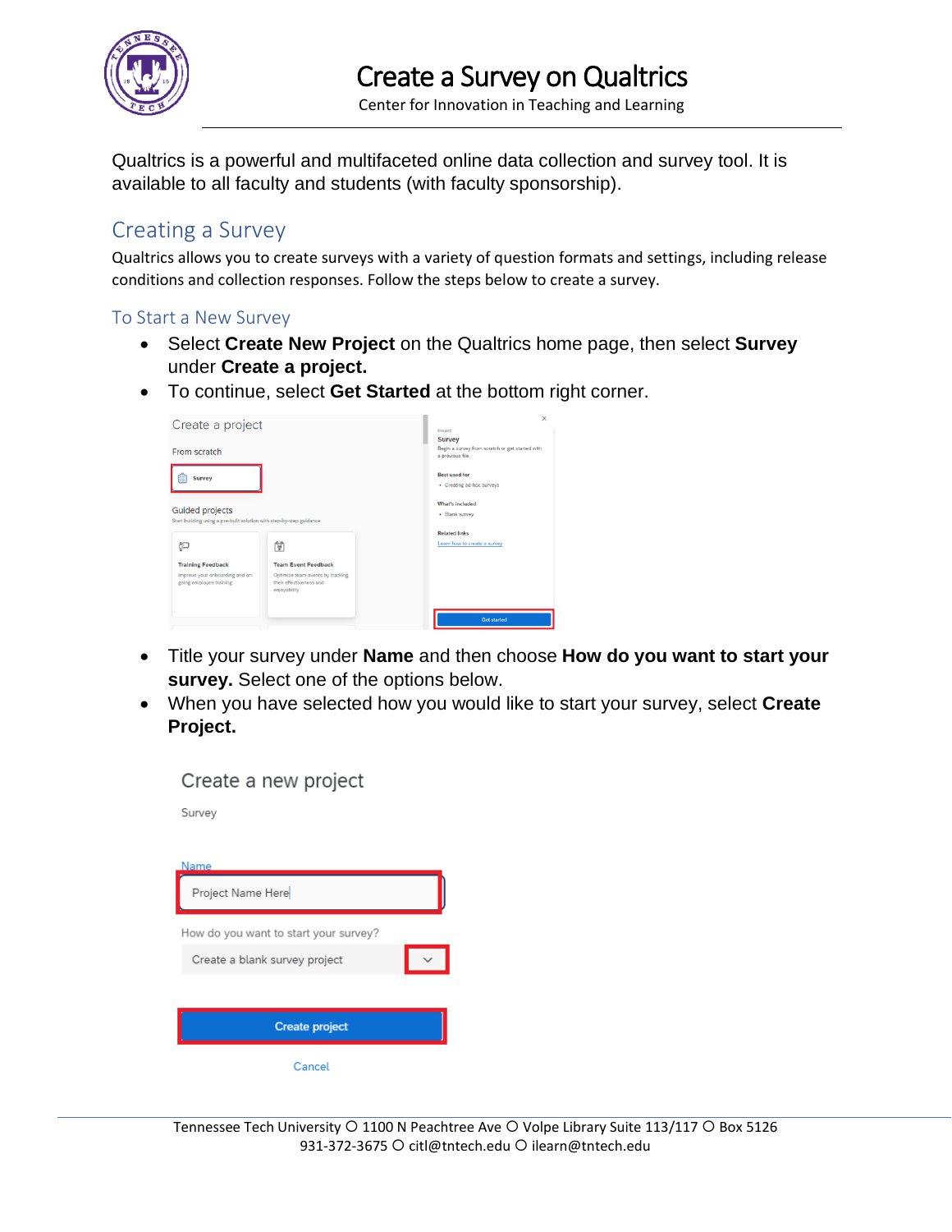# Create a Survey on Qualtrics

Center for Innovation in Teaching and Learning

Qualtrics is a powerful and multifaceted online data collection and survey tool. It is available to all faculty and students (with faculty sponsorship).

## Creating a Survey

Qualtrics allows you to create surveys with a variety of question formats and settings, including release conditions and collection responses. Follow the steps below to create a survey.

### To Start a New Survey

- Select **Create New Project** on the Qualtrics home page, then select **Survey** under **Create a project.**
- To continue, select **Get Started** at the bottom right corner.

- Title your survey under **Name** and then choose **How do you want to start your survey.** Select one of the options below.
- When you have selected how you would like to start your survey, select **Create Project.**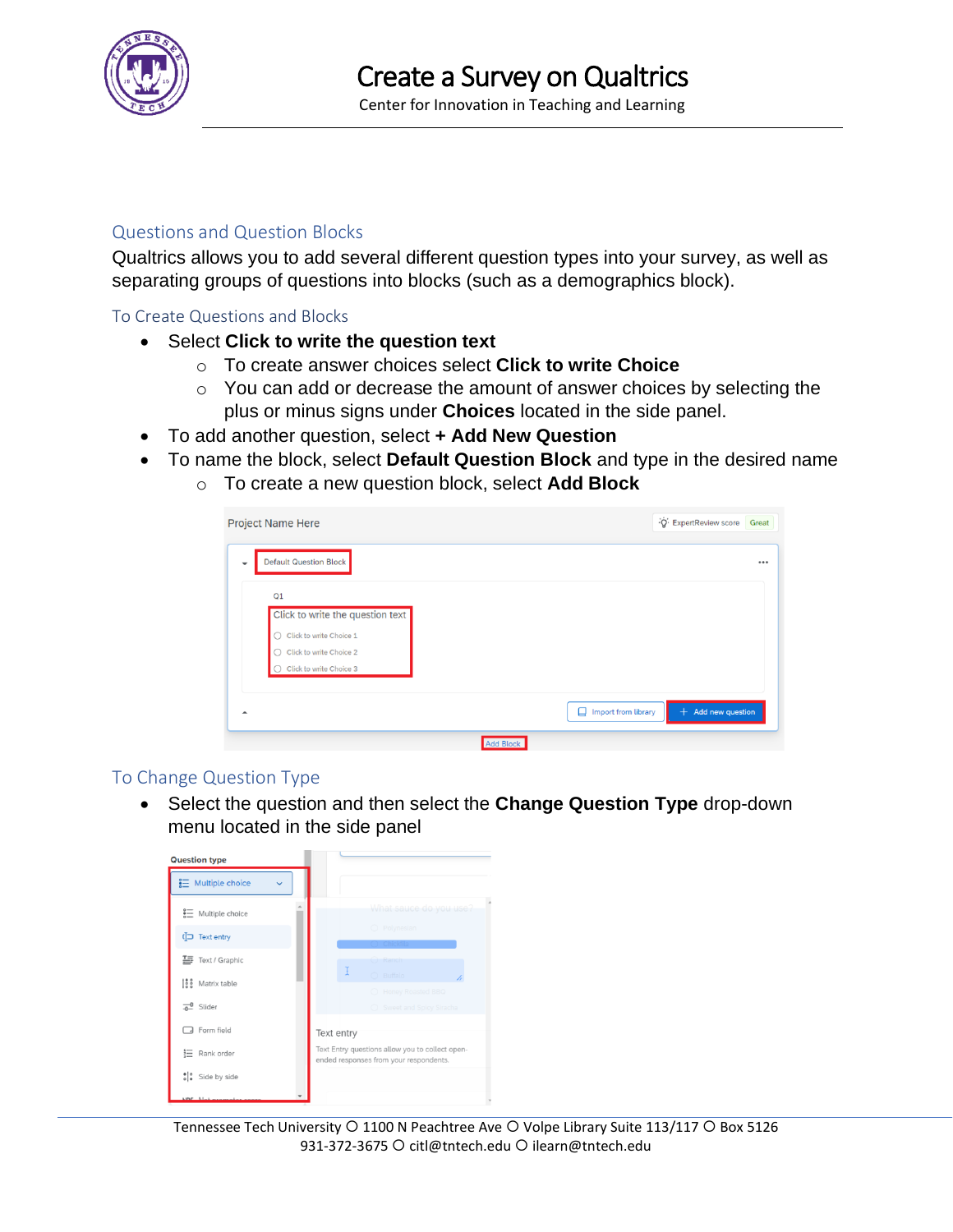## Questions and Question Blocks

Qualtrics allows you to add several different question types into your survey, as well as separating groups of questions into blocks (such as a demographics block).

### To Create Questions and Blocks

- Select **Click to write the question text**
  - To create answer choices select **Click to write Choice**
  - You can add or decrease the amount of answer choices by selecting the plus or minus signs under **Choices** located in the side panel.
- To add another question, select **+ Add New Question**
- To name the block, select **Default Question Block** and type in the desired name
  - To create a new question block, select **Add Block**

### To Change Question Type

- Select the question and then select the **Change Question Type** drop-down menu located in the side panel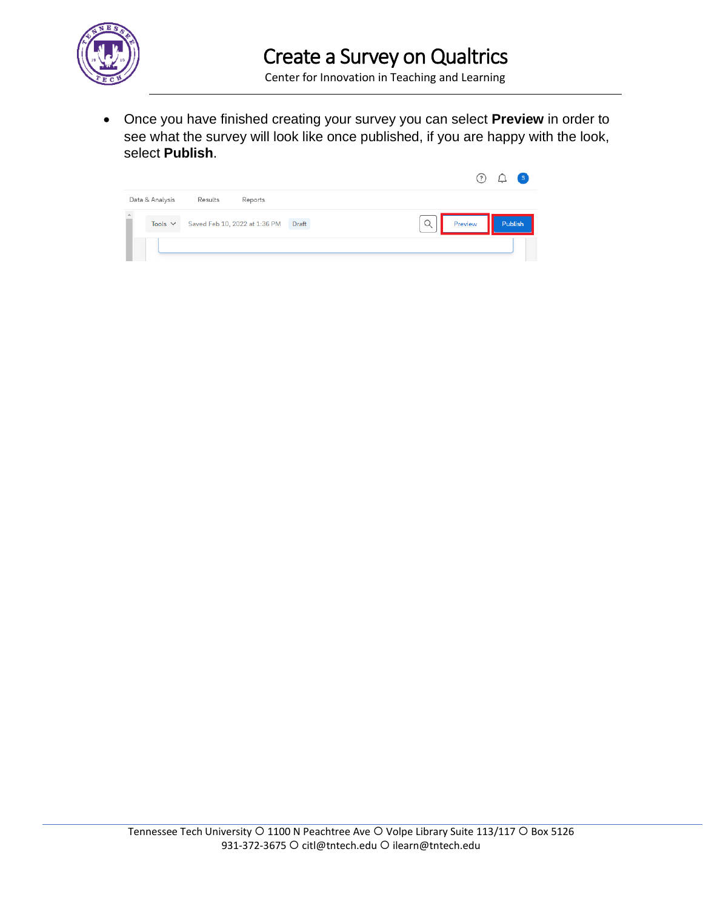- Once you have finished creating your survey you can select **Preview** in order to see what the survey will look like once published, if you are happy with the look, select **Publish**.